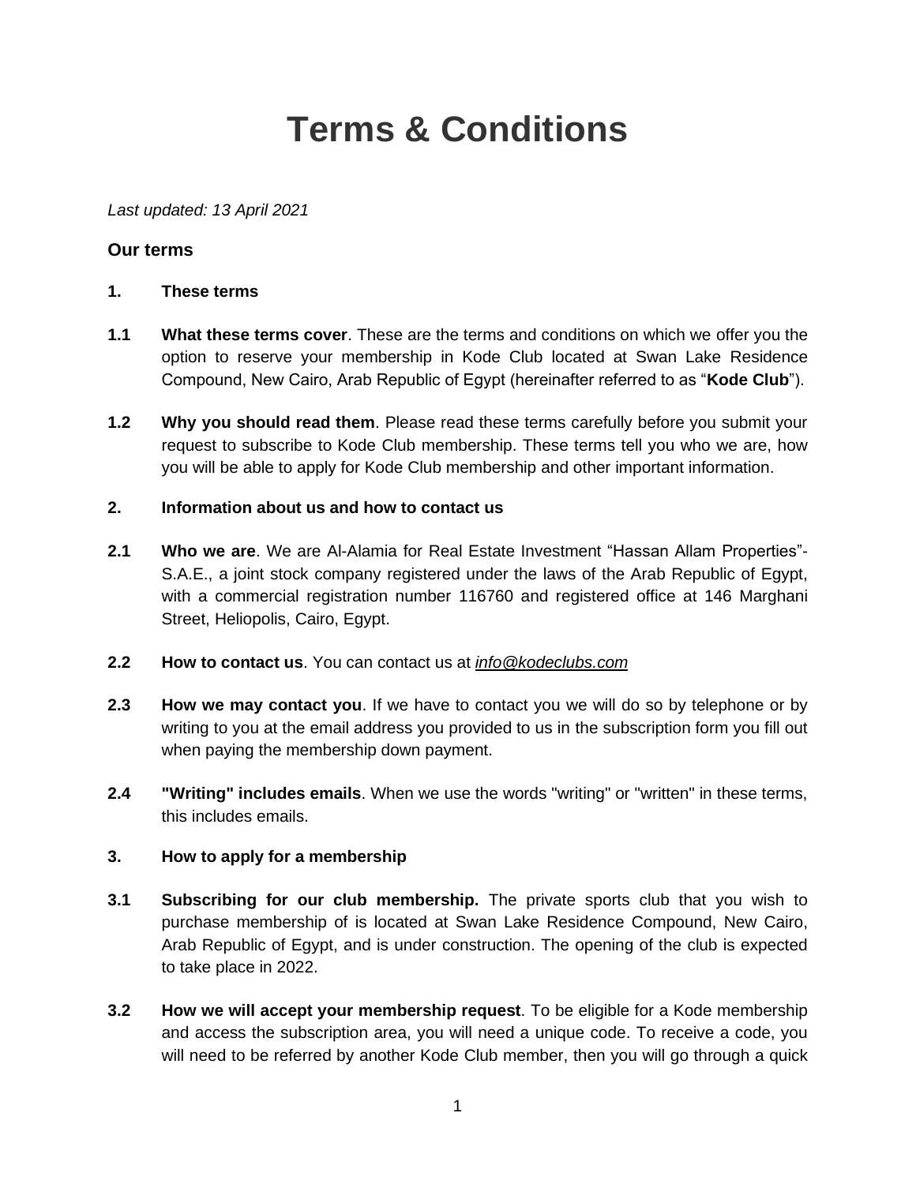# Terms & Conditions

*Last updated: 13 April 2021*

### Our terms

**1. These terms**

**1.1 What these terms cover**. These are the terms and conditions on which we offer you the option to reserve your membership in Kode Club located at Swan Lake Residence Compound, New Cairo, Arab Republic of Egypt (hereinafter referred to as "**Kode Club**").

**1.2 Why you should read them**. Please read these terms carefully before you submit your request to subscribe to Kode Club membership. These terms tell you who we are, how you will be able to apply for Kode Club membership and other important information.

**2. Information about us and how to contact us**

**2.1 Who we are**. We are Al-Alamia for Real Estate Investment "Hassan Allam Properties"- S.A.E., a joint stock company registered under the laws of the Arab Republic of Egypt, with a commercial registration number 116760 and registered office at 146 Marghani Street, Heliopolis, Cairo, Egypt.

**2.2 How to contact us**. You can contact us at *info@kodeclubs.com*

**2.3 How we may contact you**. If we have to contact you we will do so by telephone or by writing to you at the email address you provided to us in the subscription form you fill out when paying the membership down payment.

**2.4 "Writing" includes emails**. When we use the words "writing" or "written" in these terms, this includes emails.

**3. How to apply for a membership**

**3.1 Subscribing for our club membership.** The private sports club that you wish to purchase membership of is located at Swan Lake Residence Compound, New Cairo, Arab Republic of Egypt, and is under construction. The opening of the club is expected to take place in 2022.

**3.2 How we will accept your membership request**. To be eligible for a Kode membership and access the subscription area, you will need a unique code. To receive a code, you will need to be referred by another Kode Club member, then you will go through a quick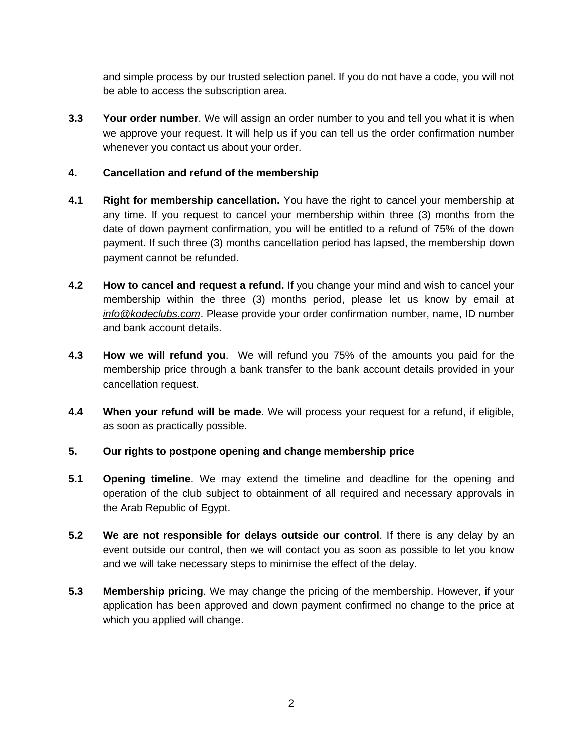and simple process by our trusted selection panel. If you do not have a code, you will not be able to access the subscription area.

**3.3** **Your order number**. We will assign an order number to you and tell you what it is when we approve your request. It will help us if you can tell us the order confirmation number whenever you contact us about your order.

**4.** **Cancellation and refund of the membership**

**4.1** **Right for membership cancellation.** You have the right to cancel your membership at any time. If you request to cancel your membership within three (3) months from the date of down payment confirmation, you will be entitled to a refund of 75% of the down payment. If such three (3) months cancellation period has lapsed, the membership down payment cannot be refunded.

**4.2** **How to cancel and request a refund.** If you change your mind and wish to cancel your membership within the three (3) months period, please let us know by email at *info@kodeclubs.com*. Please provide your order confirmation number, name, ID number and bank account details.

**4.3** **How we will refund you**. We will refund you 75% of the amounts you paid for the membership price through a bank transfer to the bank account details provided in your cancellation request.

**4.4** **When your refund will be made**. We will process your request for a refund, if eligible, as soon as practically possible.

**5.** **Our rights to postpone opening and change membership price**

**5.1** **Opening timeline**. We may extend the timeline and deadline for the opening and operation of the club subject to obtainment of all required and necessary approvals in the Arab Republic of Egypt.

**5.2** **We are not responsible for delays outside our control**. If there is any delay by an event outside our control, then we will contact you as soon as possible to let you know and we will take necessary steps to minimise the effect of the delay.

**5.3** **Membership pricing**. We may change the pricing of the membership. However, if your application has been approved and down payment confirmed no change to the price at which you applied will change.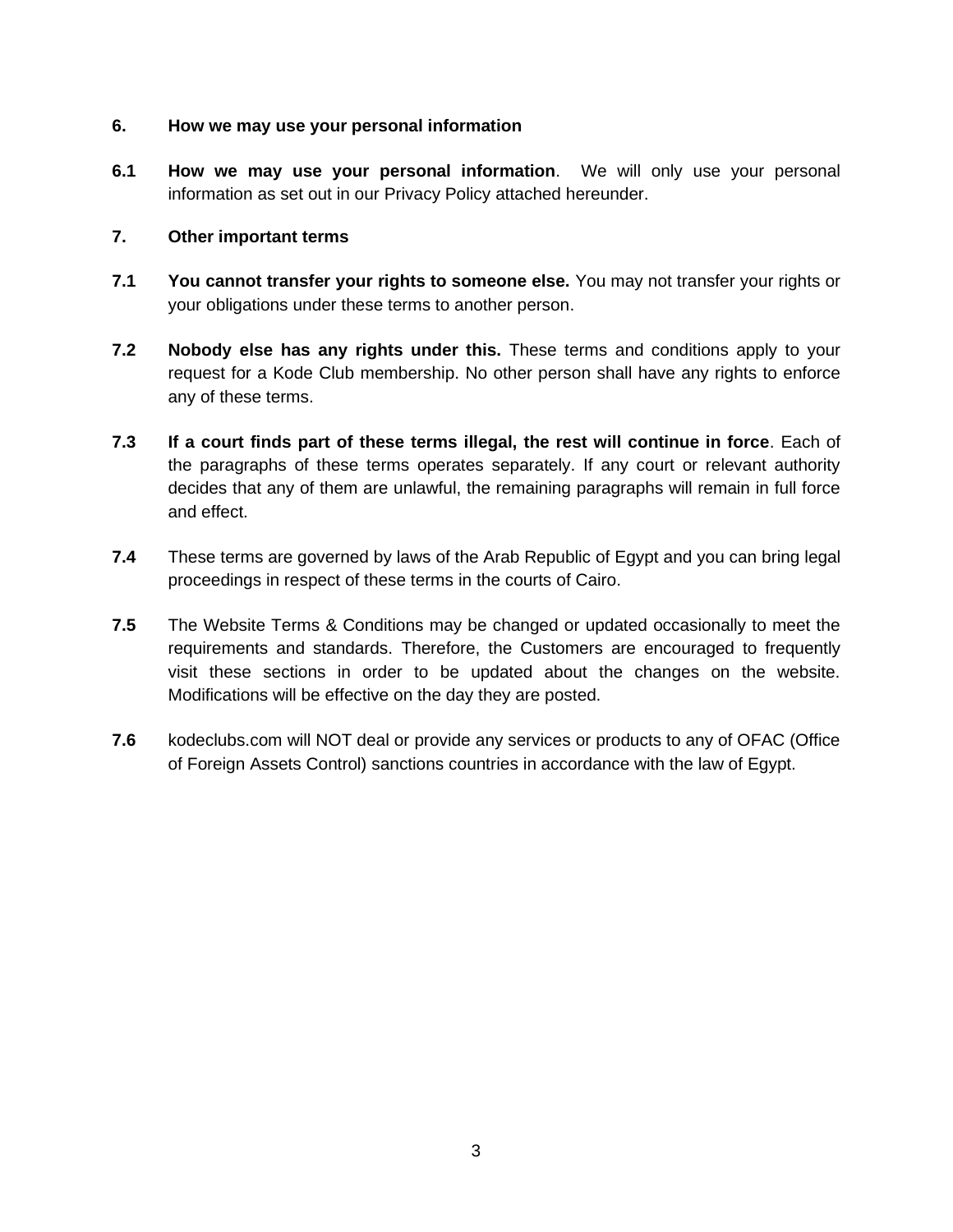## 6. How we may use your personal information

**6.1 How we may use your personal information**. We will only use your personal information as set out in our Privacy Policy attached hereunder.

## 7. Other important terms

**7.1 You cannot transfer your rights to someone else.** You may not transfer your rights or your obligations under these terms to another person.

**7.2 Nobody else has any rights under this.** These terms and conditions apply to your request for a Kode Club membership. No other person shall have any rights to enforce any of these terms.

**7.3 If a court finds part of these terms illegal, the rest will continue in force**. Each of the paragraphs of these terms operates separately. If any court or relevant authority decides that any of them are unlawful, the remaining paragraphs will remain in full force and effect.

**7.4** These terms are governed by laws of the Arab Republic of Egypt and you can bring legal proceedings in respect of these terms in the courts of Cairo.

**7.5** The Website Terms & Conditions may be changed or updated occasionally to meet the requirements and standards. Therefore, the Customers are encouraged to frequently visit these sections in order to be updated about the changes on the website. Modifications will be effective on the day they are posted.

**7.6** kodeclubs.com will NOT deal or provide any services or products to any of OFAC (Office of Foreign Assets Control) sanctions countries in accordance with the law of Egypt.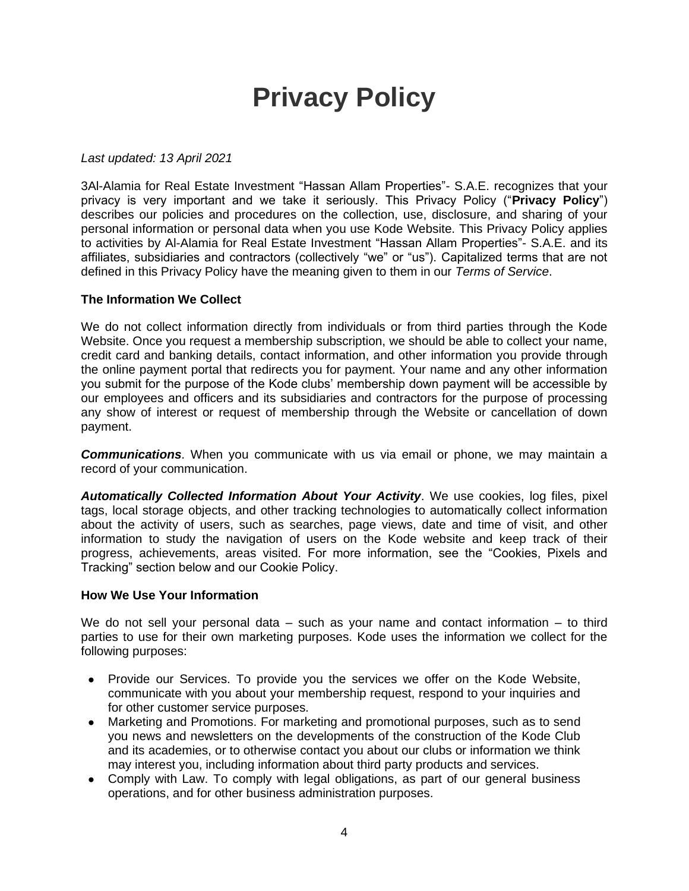# Privacy Policy

*Last updated: 13 April 2021*

3Al-Alamia for Real Estate Investment "Hassan Allam Properties"- S.A.E. recognizes that your privacy is very important and we take it seriously. This Privacy Policy ("**Privacy Policy**") describes our policies and procedures on the collection, use, disclosure, and sharing of your personal information or personal data when you use Kode Website. This Privacy Policy applies to activities by Al-Alamia for Real Estate Investment "Hassan Allam Properties"- S.A.E. and its affiliates, subsidiaries and contractors (collectively "we" or "us"). Capitalized terms that are not defined in this Privacy Policy have the meaning given to them in our *Terms of Service*.

**The Information We Collect**

We do not collect information directly from individuals or from third parties through the Kode Website. Once you request a membership subscription, we should be able to collect your name, credit card and banking details, contact information, and other information you provide through the online payment portal that redirects you for payment. Your name and any other information you submit for the purpose of the Kode clubs' membership down payment will be accessible by our employees and officers and its subsidiaries and contractors for the purpose of processing any show of interest or request of membership through the Website or cancellation of down payment.

***Communications***. When you communicate with us via email or phone, we may maintain a record of your communication.

***Automatically Collected Information About Your Activity***. We use cookies, log files, pixel tags, local storage objects, and other tracking technologies to automatically collect information about the activity of users, such as searches, page views, date and time of visit, and other information to study the navigation of users on the Kode website and keep track of their progress, achievements, areas visited. For more information, see the "Cookies, Pixels and Tracking" section below and our Cookie Policy.

**How We Use Your Information**

We do not sell your personal data – such as your name and contact information – to third parties to use for their own marketing purposes. Kode uses the information we collect for the following purposes:

- Provide our Services. To provide you the services we offer on the Kode Website, communicate with you about your membership request, respond to your inquiries and for other customer service purposes.
- Marketing and Promotions. For marketing and promotional purposes, such as to send you news and newsletters on the developments of the construction of the Kode Club and its academies, or to otherwise contact you about our clubs or information we think may interest you, including information about third party products and services.
- Comply with Law. To comply with legal obligations, as part of our general business operations, and for other business administration purposes.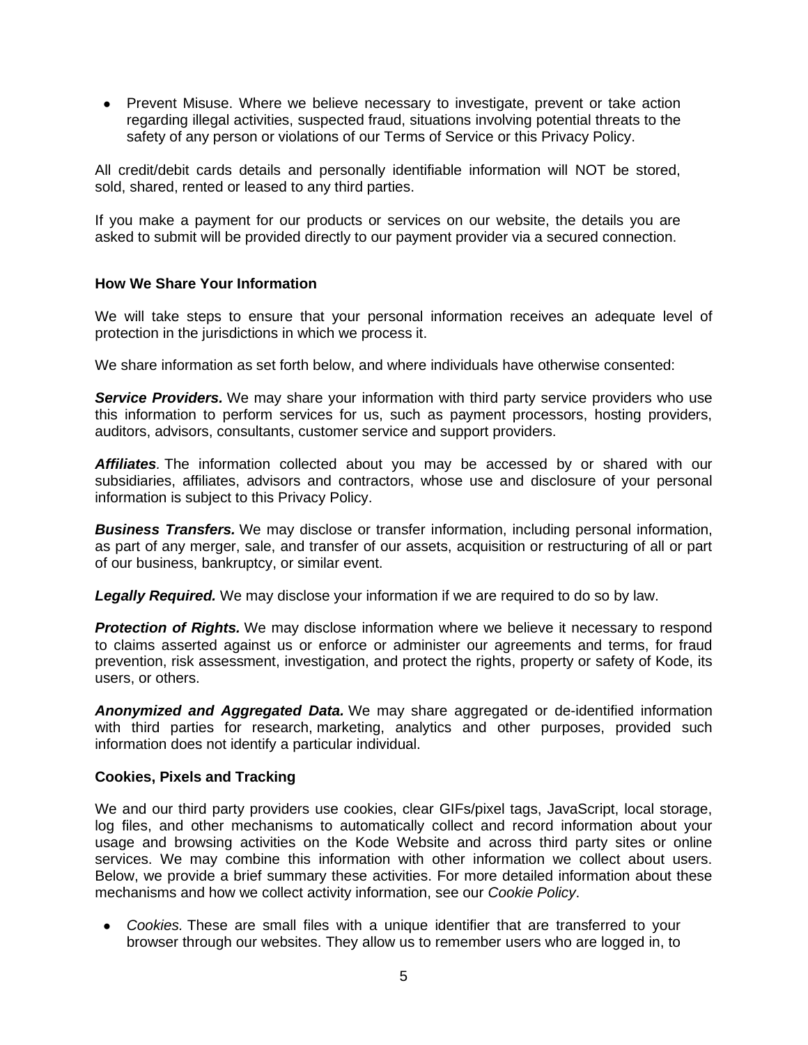- Prevent Misuse. Where we believe necessary to investigate, prevent or take action regarding illegal activities, suspected fraud, situations involving potential threats to the safety of any person or violations of our Terms of Service or this Privacy Policy.

All credit/debit cards details and personally identifiable information will NOT be stored, sold, shared, rented or leased to any third parties.

If you make a payment for our products or services on our website, the details you are asked to submit will be provided directly to our payment provider via a secured connection.

**How We Share Your Information**

We will take steps to ensure that your personal information receives an adequate level of protection in the jurisdictions in which we process it.

We share information as set forth below, and where individuals have otherwise consented:

***Service Providers.*** We may share your information with third party service providers who use this information to perform services for us, such as payment processors, hosting providers, auditors, advisors, consultants, customer service and support providers.

***Affiliates.*** The information collected about you may be accessed by or shared with our subsidiaries, affiliates, advisors and contractors, whose use and disclosure of your personal information is subject to this Privacy Policy.

***Business Transfers.*** We may disclose or transfer information, including personal information, as part of any merger, sale, and transfer of our assets, acquisition or restructuring of all or part of our business, bankruptcy, or similar event.

***Legally Required.*** We may disclose your information if we are required to do so by law.

***Protection of Rights.*** We may disclose information where we believe it necessary to respond to claims asserted against us or enforce or administer our agreements and terms, for fraud prevention, risk assessment, investigation, and protect the rights, property or safety of Kode, its users, or others.

***Anonymized and Aggregated Data.*** We may share aggregated or de-identified information with third parties for research, marketing, analytics and other purposes, provided such information does not identify a particular individual.

**Cookies, Pixels and Tracking**

We and our third party providers use cookies, clear GIFs/pixel tags, JavaScript, local storage, log files, and other mechanisms to automatically collect and record information about your usage and browsing activities on the Kode Website and across third party sites or online services. We may combine this information with other information we collect about users. Below, we provide a brief summary these activities. For more detailed information about these mechanisms and how we collect activity information, see our *Cookie Policy*.

- *Cookies.* These are small files with a unique identifier that are transferred to your browser through our websites. They allow us to remember users who are logged in, to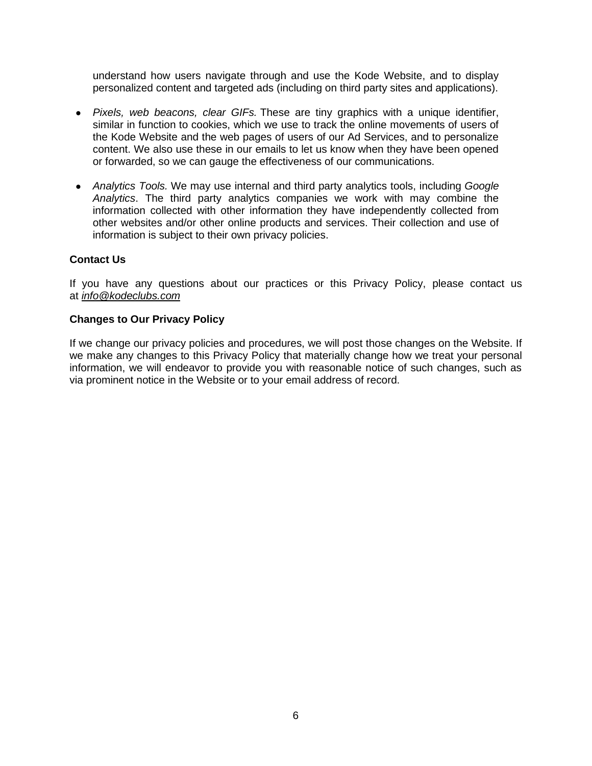understand how users navigate through and use the Kode Website, and to display personalized content and targeted ads (including on third party sites and applications).

- *Pixels, web beacons, clear GIFs.* These are tiny graphics with a unique identifier, similar in function to cookies, which we use to track the online movements of users of the Kode Website and the web pages of users of our Ad Services, and to personalize content. We also use these in our emails to let us know when they have been opened or forwarded, so we can gauge the effectiveness of our communications.

- *Analytics Tools.* We may use internal and third party analytics tools, including *Google Analytics*. The third party analytics companies we work with may combine the information collected with other information they have independently collected from other websites and/or other online products and services. Their collection and use of information is subject to their own privacy policies.

**Contact Us**

If you have any questions about our practices or this Privacy Policy, please contact us at *info@kodeclubs.com*

**Changes to Our Privacy Policy**

If we change our privacy policies and procedures, we will post those changes on the Website. If we make any changes to this Privacy Policy that materially change how we treat your personal information, we will endeavor to provide you with reasonable notice of such changes, such as via prominent notice in the Website or to your email address of record.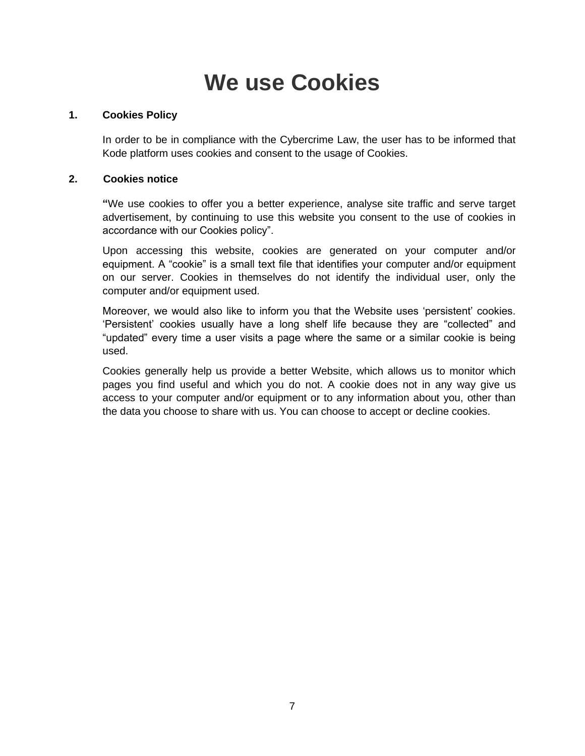# We use Cookies

## 1. Cookies Policy

In order to be in compliance with the Cybercrime Law, the user has to be informed that Kode platform uses cookies and consent to the usage of Cookies.

## 2. Cookies notice

**“**We use cookies to offer you a better experience, analyse site traffic and serve target advertisement, by continuing to use this website you consent to the use of cookies in accordance with our Cookies policy”.

Upon accessing this website, cookies are generated on your computer and/or equipment. A “cookie” is a small text file that identifies your computer and/or equipment on our server. Cookies in themselves do not identify the individual user, only the computer and/or equipment used.

Moreover, we would also like to inform you that the Website uses ‘persistent’ cookies. ‘Persistent’ cookies usually have a long shelf life because they are “collected” and “updated” every time a user visits a page where the same or a similar cookie is being used.

Cookies generally help us provide a better Website, which allows us to monitor which pages you find useful and which you do not. A cookie does not in any way give us access to your computer and/or equipment or to any information about you, other than the data you choose to share with us. You can choose to accept or decline cookies.